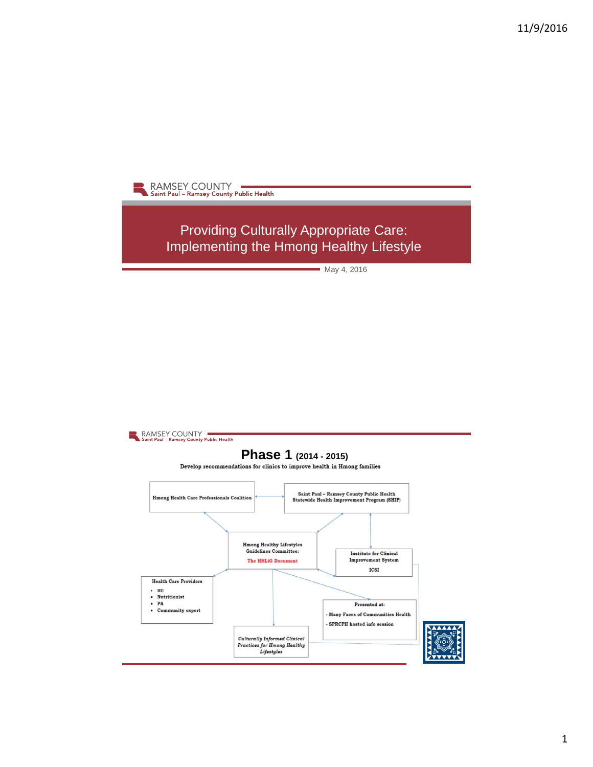RAMSEY COUNTY
Saint Paul – Ramsey County Public Health

# Providing Culturally Appropriate Care: Implementing the Hmong Healthy Lifestyle

May 4, 2016

---

RAMSEY COUNTY
Saint Paul – Ramsey County Public Health

## Phase 1 (2014 - 2015)

Develop recommendations for clinics to improve health in Hmong families

- Hmong Health Care Professionals Coalition
- Saint Paul – Ramsey County Public Health Statewide Health Improvement Program (SHIP)
- Hmong Healthy Lifestyles Guidelines Committee: The HHLiG Document
- Institute for Clinical Improvement System ICSI
- Health Care Providers
  - MD
  - Nutritionist
  - PA
  - Community expert
- Presented at:
  - Many Faces of Communities Health
  - SPRCPH hosted info session
- *Culturally Informed Clinical Practices for Hmong Healthy Lifestyles*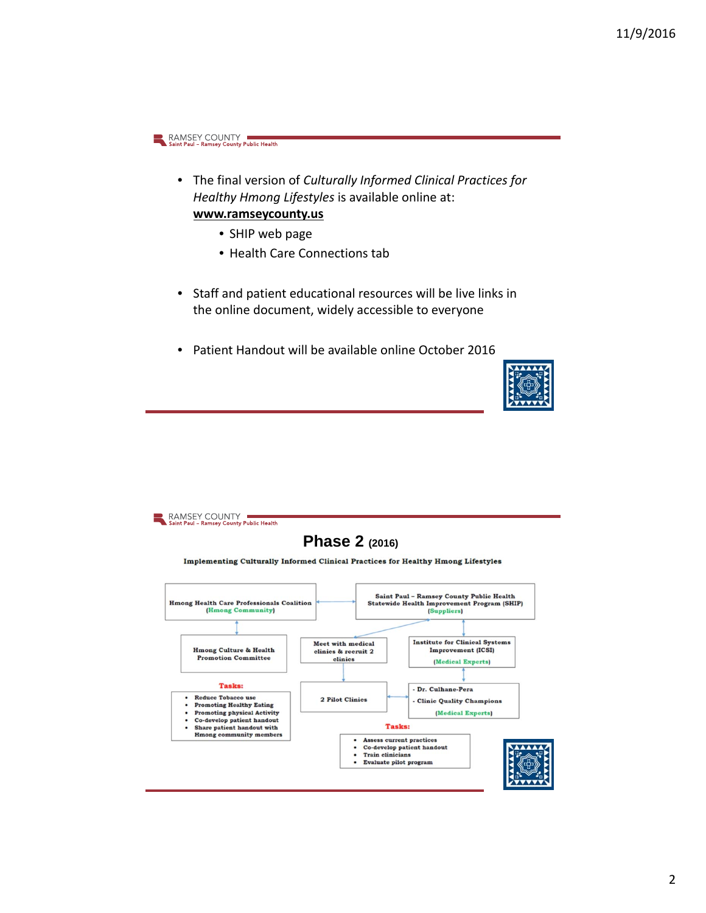- The final version of *Culturally Informed Clinical Practices for Healthy Hmong Lifestyles* is available online at: **www.ramseycounty.us**
  - SHIP web page
  - Health Care Connections tab

- Staff and patient educational resources will be live links in the online document, widely accessible to everyone

- Patient Handout will be available online October 2016

## Phase 2 (2016)

**Implementing Culturally Informed Clinical Practices for Healthy Hmong Lifestyles**

Hmong Health Care Professionals Coalition (Hmong Community)

Saint Paul – Ramsey County Public Health Statewide Health Improvement Program (SHIP) (Suppliers)

Hmong Culture & Health Promotion Committee

Tasks:

- Reduce Tobacco use
- Promoting Healthy Eating
- Promoting physical Activity
- Co-develop patient handout
- Share patient handout with Hmong community members

Meet with medical clinics & recruit 2 clinics

2 Pilot Clinics

Institute for Clinical Systems Improvement (ICSI) (Medical Experts)

- Dr. Culhane-Pera
- Clinic Quality Champions

(Medical Experts)

Tasks:

- Assess current practices
- Co-develop patient handout
- Train clinicians
- Evaluate pilot program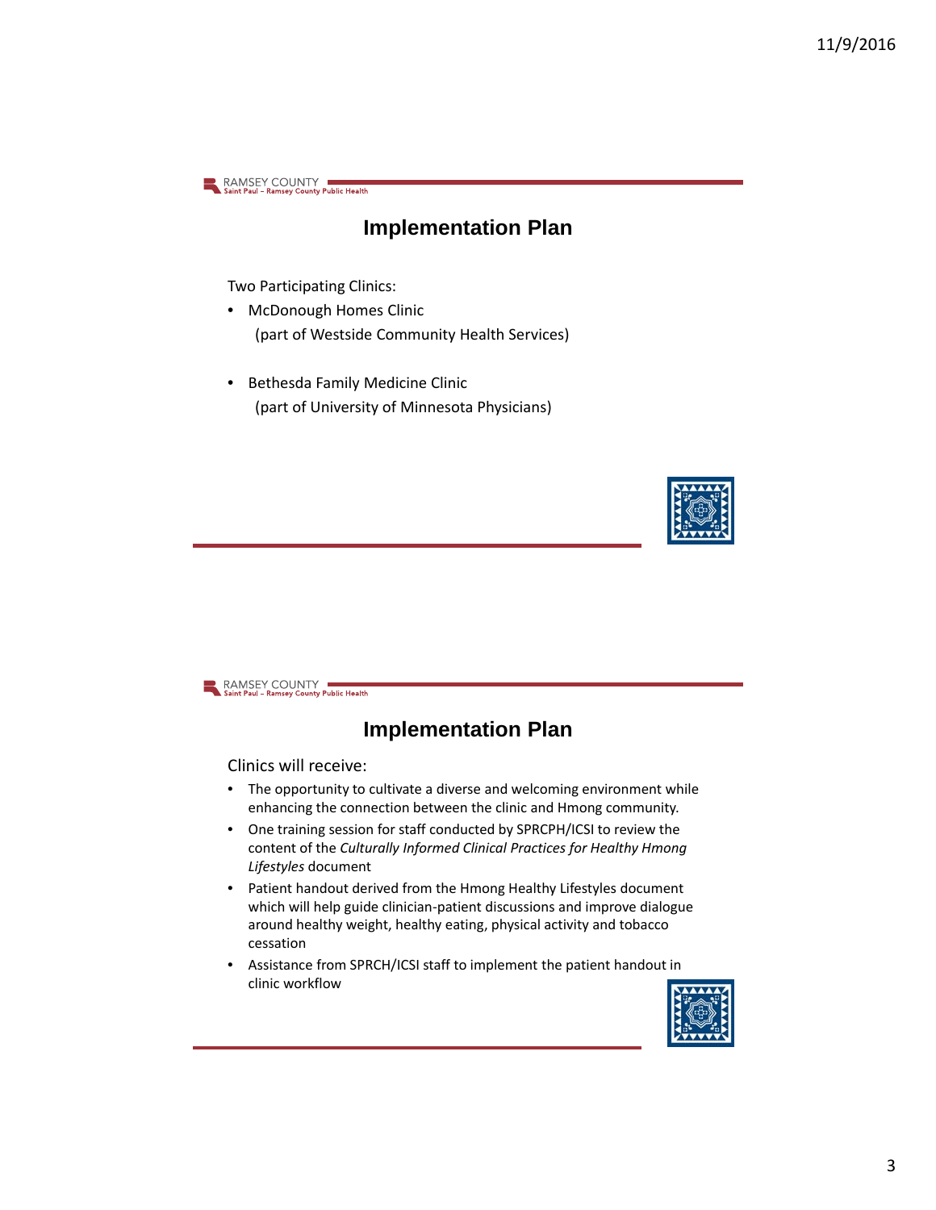## Implementation Plan

Two Participating Clinics:

- McDonough Homes Clinic
  (part of Westside Community Health Services)

- Bethesda Family Medicine Clinic
  (part of University of Minnesota Physicians)

## Implementation Plan

Clinics will receive:

- The opportunity to cultivate a diverse and welcoming environment while enhancing the connection between the clinic and Hmong community.
- One training session for staff conducted by SPRCPH/ICSI to review the content of the *Culturally Informed Clinical Practices for Healthy Hmong Lifestyles* document
- Patient handout derived from the Hmong Healthy Lifestyles document which will help guide clinician-patient discussions and improve dialogue around healthy weight, healthy eating, physical activity and tobacco cessation
- Assistance from SPRCH/ICSI staff to implement the patient handout in clinic workflow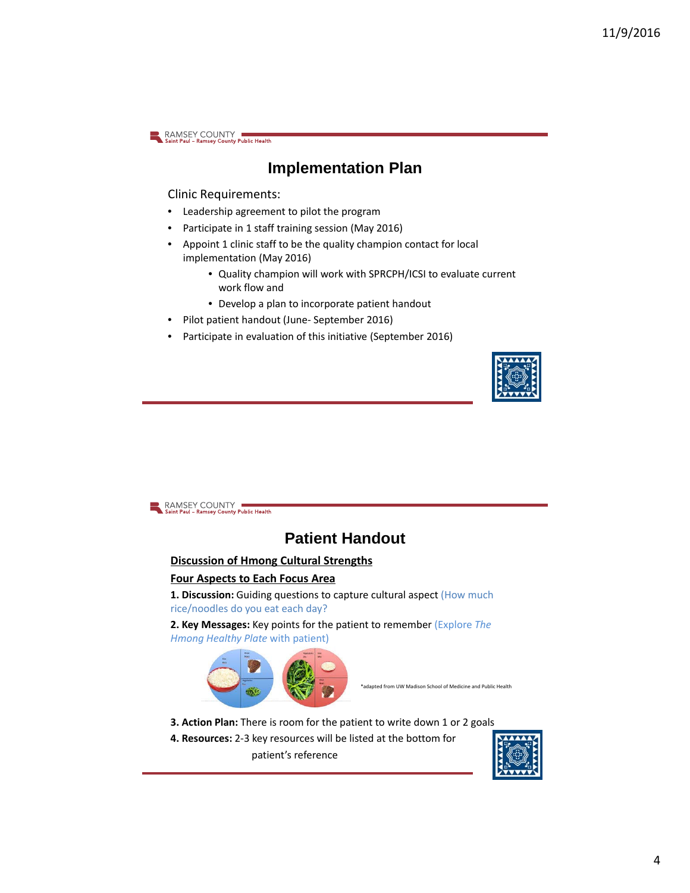## Implementation Plan

Clinic Requirements:

- Leadership agreement to pilot the program
- Participate in 1 staff training session (May 2016)
- Appoint 1 clinic staff to be the quality champion contact for local implementation (May 2016)
    - Quality champion will work with SPRCPH/ICSI to evaluate current work flow and
    - Develop a plan to incorporate patient handout
- Pilot patient handout (June- September 2016)
- Participate in evaluation of this initiative (September 2016)

## Patient Handout

**Discussion of Hmong Cultural Strengths**

**Four Aspects to Each Focus Area**

**1. Discussion:** Guiding questions to capture cultural aspect (How much rice/noodles do you eat each day?

**2. Key Messages:** Key points for the patient to remember (Explore *The Hmong Healthy Plate* with patient)

*adapted from UW Madison School of Medicine and Public Health

**3. Action Plan:** There is room for the patient to write down 1 or 2 goals

**4. Resources:** 2-3 key resources will be listed at the bottom for patient's reference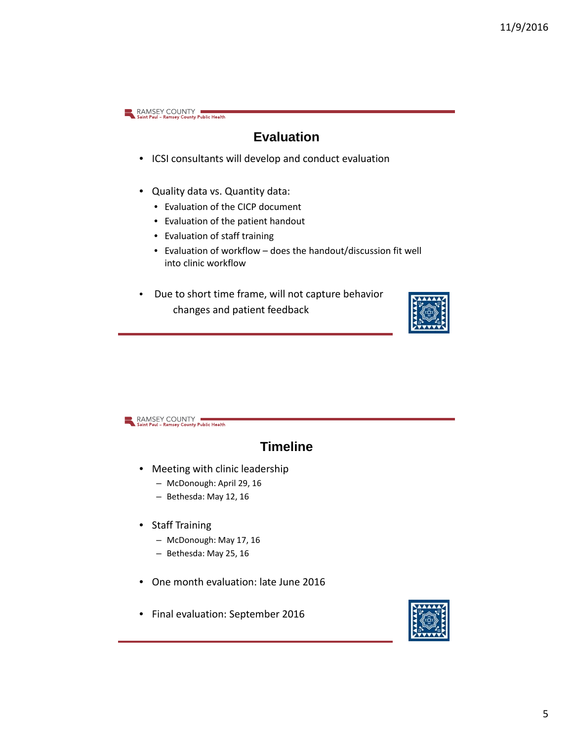## Evaluation

- ICSI consultants will develop and conduct evaluation
- Quality data vs. Quantity data:
  - Evaluation of the CICP document
  - Evaluation of the patient handout
  - Evaluation of staff training
  - Evaluation of workflow – does the handout/discussion fit well into clinic workflow
- Due to short time frame, will not capture behavior changes and patient feedback

## Timeline

- Meeting with clinic leadership
  - McDonough: April 29, 16
  - Bethesda: May 12, 16
- Staff Training
  - McDonough: May 17, 16
  - Bethesda: May 25, 16
- One month evaluation: late June 2016
- Final evaluation: September 2016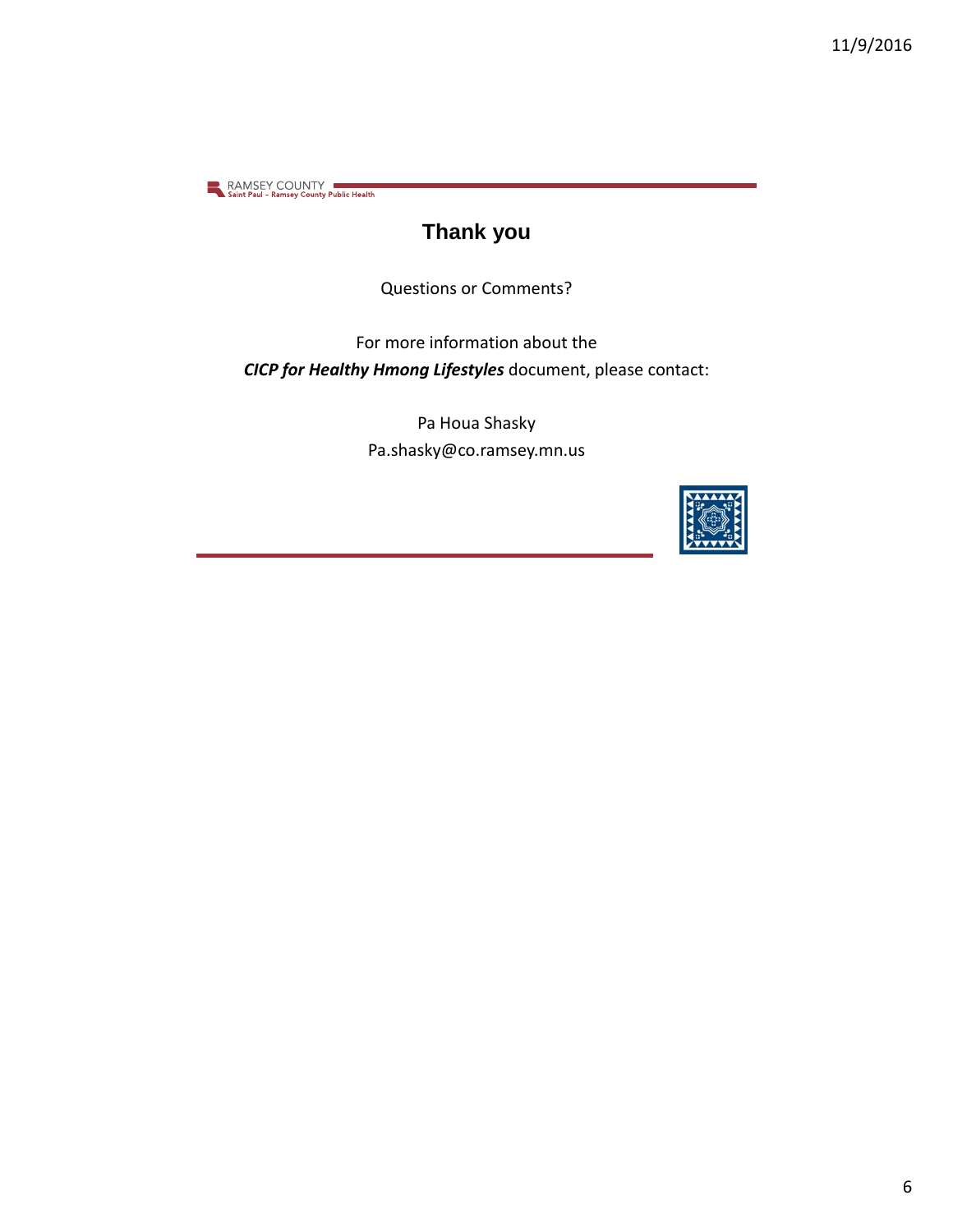RAMSEY COUNTY
Saint Paul – Ramsey County Public Health

# Thank you

Questions or Comments?

For more information about the
***CICP for Healthy Hmong Lifestyles*** document, please contact:

Pa Houa Shasky
Pa.shasky@co.ramsey.mn.us